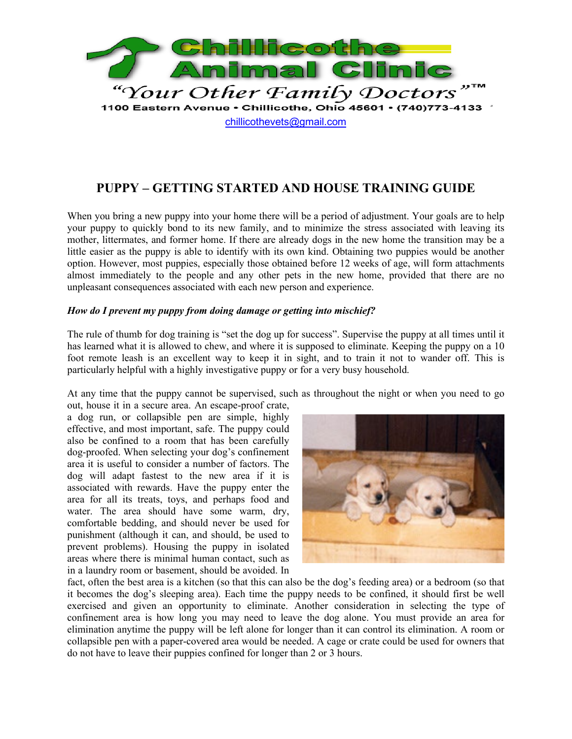# Chillicothe Animal Clinic

"Your Other Family Doctors"™

1100 Eastern Avenue • Chillicothe, Ohio 45601 • (740)773-4133

chillicothevets@gmail.com

## PUPPY – GETTING STARTED AND HOUSE TRAINING GUIDE

When you bring a new puppy into your home there will be a period of adjustment. Your goals are to help your puppy to quickly bond to its new family, and to minimize the stress associated with leaving its mother, littermates, and former home. If there are already dogs in the new home the transition may be a little easier as the puppy is able to identify with its own kind. Obtaining two puppies would be another option. However, most puppies, especially those obtained before 12 weeks of age, will form attachments almost immediately to the people and any other pets in the new home, provided that there are no unpleasant consequences associated with each new person and experience.

***How do I prevent my puppy from doing damage or getting into mischief?***

The rule of thumb for dog training is "set the dog up for success". Supervise the puppy at all times until it has learned what it is allowed to chew, and where it is supposed to eliminate. Keeping the puppy on a 10 foot remote leash is an excellent way to keep it in sight, and to train it not to wander off. This is particularly helpful with a highly investigative puppy or for a very busy household.

At any time that the puppy cannot be supervised, such as throughout the night or when you need to go out, house it in a secure area. An escape-proof crate, a dog run, or collapsible pen are simple, highly effective, and most important, safe. The puppy could also be confined to a room that has been carefully dog-proofed. When selecting your dog's confinement area it is useful to consider a number of factors. The dog will adapt fastest to the new area if it is associated with rewards. Have the puppy enter the area for all its treats, toys, and perhaps food and water. The area should have some warm, dry, comfortable bedding, and should never be used for punishment (although it can, and should, be used to prevent problems). Housing the puppy in isolated areas where there is minimal human contact, such as in a laundry room or basement, should be avoided. In fact, often the best area is a kitchen (so that this can also be the dog's feeding area) or a bedroom (so that it becomes the dog's sleeping area). Each time the puppy needs to be confined, it should first be well exercised and given an opportunity to eliminate. Another consideration in selecting the type of confinement area is how long you may need to leave the dog alone. You must provide an area for elimination anytime the puppy will be left alone for longer than it can control its elimination. A room or collapsible pen with a paper-covered area would be needed. A cage or crate could be used for owners that do not have to leave their puppies confined for longer than 2 or 3 hours.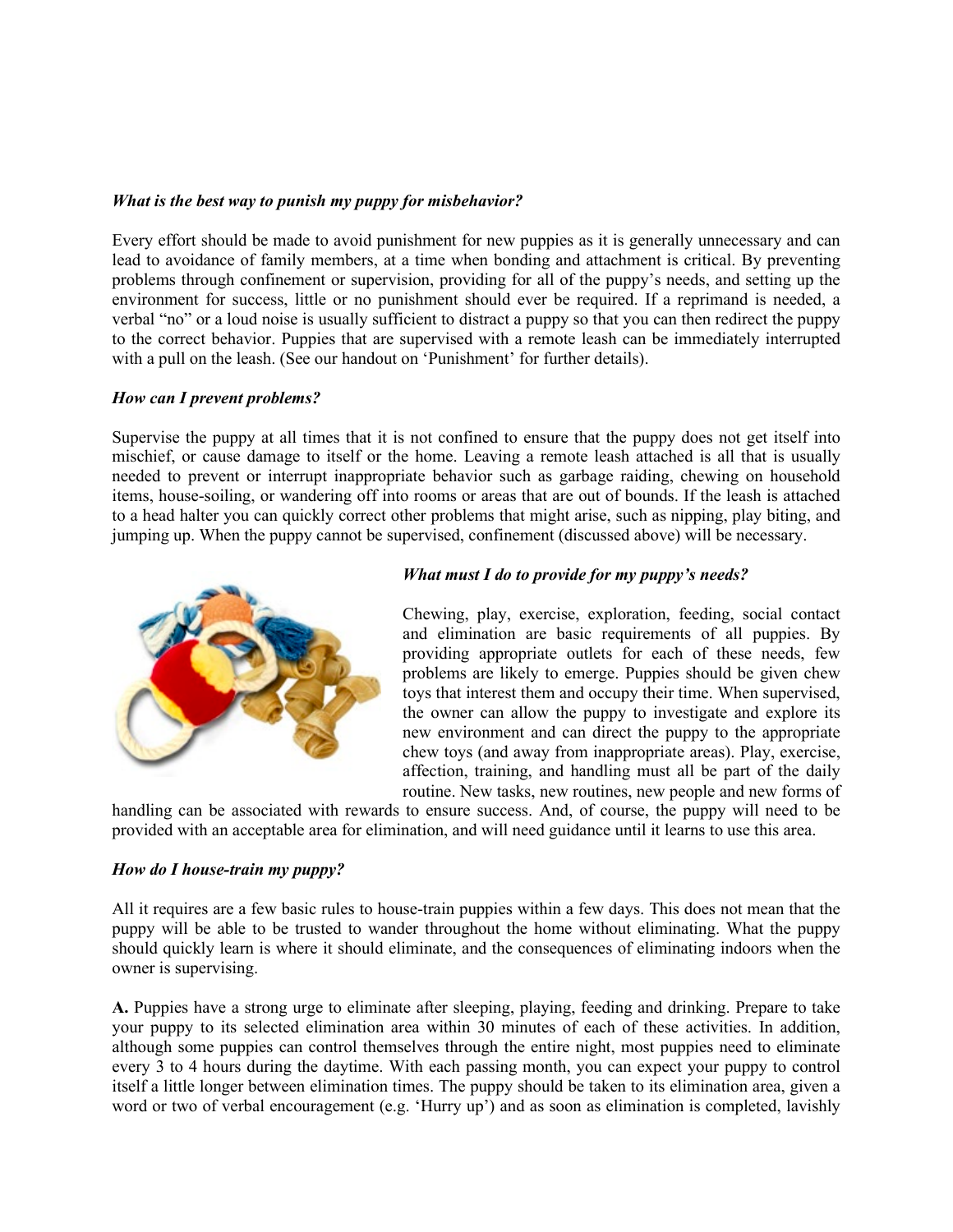***What is the best way to punish my puppy for misbehavior?***

Every effort should be made to avoid punishment for new puppies as it is generally unnecessary and can lead to avoidance of family members, at a time when bonding and attachment is critical. By preventing problems through confinement or supervision, providing for all of the puppy's needs, and setting up the environment for success, little or no punishment should ever be required. If a reprimand is needed, a verbal "no" or a loud noise is usually sufficient to distract a puppy so that you can then redirect the puppy to the correct behavior. Puppies that are supervised with a remote leash can be immediately interrupted with a pull on the leash. (See our handout on 'Punishment' for further details).

***How can I prevent problems?***

Supervise the puppy at all times that it is not confined to ensure that the puppy does not get itself into mischief, or cause damage to itself or the home. Leaving a remote leash attached is all that is usually needed to prevent or interrupt inappropriate behavior such as garbage raiding, chewing on household items, house-soiling, or wandering off into rooms or areas that are out of bounds. If the leash is attached to a head halter you can quickly correct other problems that might arise, such as nipping, play biting, and jumping up. When the puppy cannot be supervised, confinement (discussed above) will be necessary.

***What must I do to provide for my puppy's needs?***

Chewing, play, exercise, exploration, feeding, social contact and elimination are basic requirements of all puppies. By providing appropriate outlets for each of these needs, few problems are likely to emerge. Puppies should be given chew toys that interest them and occupy their time. When supervised, the owner can allow the puppy to investigate and explore its new environment and can direct the puppy to the appropriate chew toys (and away from inappropriate areas). Play, exercise, affection, training, and handling must all be part of the daily routine. New tasks, new routines, new people and new forms of handling can be associated with rewards to ensure success. And, of course, the puppy will need to be provided with an acceptable area for elimination, and will need guidance until it learns to use this area.

***How do I house-train my puppy?***

All it requires are a few basic rules to house-train puppies within a few days. This does not mean that the puppy will be able to be trusted to wander throughout the home without eliminating. What the puppy should quickly learn is where it should eliminate, and the consequences of eliminating indoors when the owner is supervising.

**A.** Puppies have a strong urge to eliminate after sleeping, playing, feeding and drinking. Prepare to take your puppy to its selected elimination area within 30 minutes of each of these activities. In addition, although some puppies can control themselves through the entire night, most puppies need to eliminate every 3 to 4 hours during the daytime. With each passing month, you can expect your puppy to control itself a little longer between elimination times. The puppy should be taken to its elimination area, given a word or two of verbal encouragement (e.g. 'Hurry up') and as soon as elimination is completed, lavishly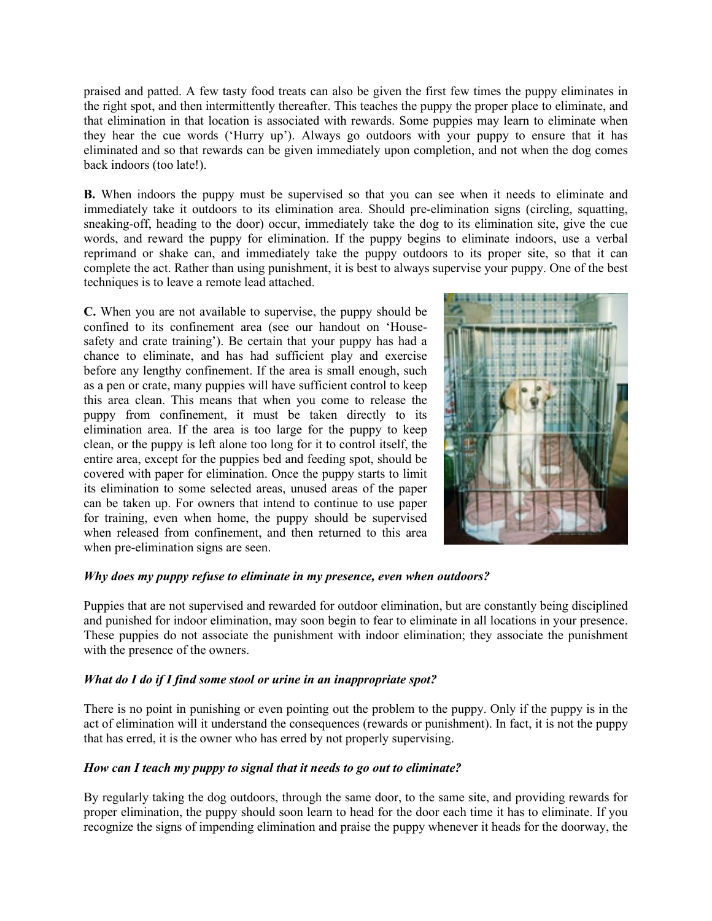praised and patted. A few tasty food treats can also be given the first few times the puppy eliminates in the right spot, and then intermittently thereafter. This teaches the puppy the proper place to eliminate, and that elimination in that location is associated with rewards. Some puppies may learn to eliminate when they hear the cue words ('Hurry up'). Always go outdoors with your puppy to ensure that it has eliminated and so that rewards can be given immediately upon completion, and not when the dog comes back indoors (too late!).

**B.** When indoors the puppy must be supervised so that you can see when it needs to eliminate and immediately take it outdoors to its elimination area. Should pre-elimination signs (circling, squatting, sneaking-off, heading to the door) occur, immediately take the dog to its elimination site, give the cue words, and reward the puppy for elimination. If the puppy begins to eliminate indoors, use a verbal reprimand or shake can, and immediately take the puppy outdoors to its proper site, so that it can complete the act. Rather than using punishment, it is best to always supervise your puppy. One of the best techniques is to leave a remote lead attached.

**C.** When you are not available to supervise, the puppy should be confined to its confinement area (see our handout on 'House-safety and crate training'). Be certain that your puppy has had a chance to eliminate, and has had sufficient play and exercise before any lengthy confinement. If the area is small enough, such as a pen or crate, many puppies will have sufficient control to keep this area clean. This means that when you come to release the puppy from confinement, it must be taken directly to its elimination area. If the area is too large for the puppy to keep clean, or the puppy is left alone too long for it to control itself, the entire area, except for the puppies bed and feeding spot, should be covered with paper for elimination. Once the puppy starts to limit its elimination to some selected areas, unused areas of the paper can be taken up. For owners that intend to continue to use paper for training, even when home, the puppy should be supervised when released from confinement, and then returned to this area when pre-elimination signs are seen.

***Why does my puppy refuse to eliminate in my presence, even when outdoors?***

Puppies that are not supervised and rewarded for outdoor elimination, but are constantly being disciplined and punished for indoor elimination, may soon begin to fear to eliminate in all locations in your presence. These puppies do not associate the punishment with indoor elimination; they associate the punishment with the presence of the owners.

***What do I do if I find some stool or urine in an inappropriate spot?***

There is no point in punishing or even pointing out the problem to the puppy. Only if the puppy is in the act of elimination will it understand the consequences (rewards or punishment). In fact, it is not the puppy that has erred, it is the owner who has erred by not properly supervising.

***How can I teach my puppy to signal that it needs to go out to eliminate?***

By regularly taking the dog outdoors, through the same door, to the same site, and providing rewards for proper elimination, the puppy should soon learn to head for the door each time it has to eliminate. If you recognize the signs of impending elimination and praise the puppy whenever it heads for the doorway, the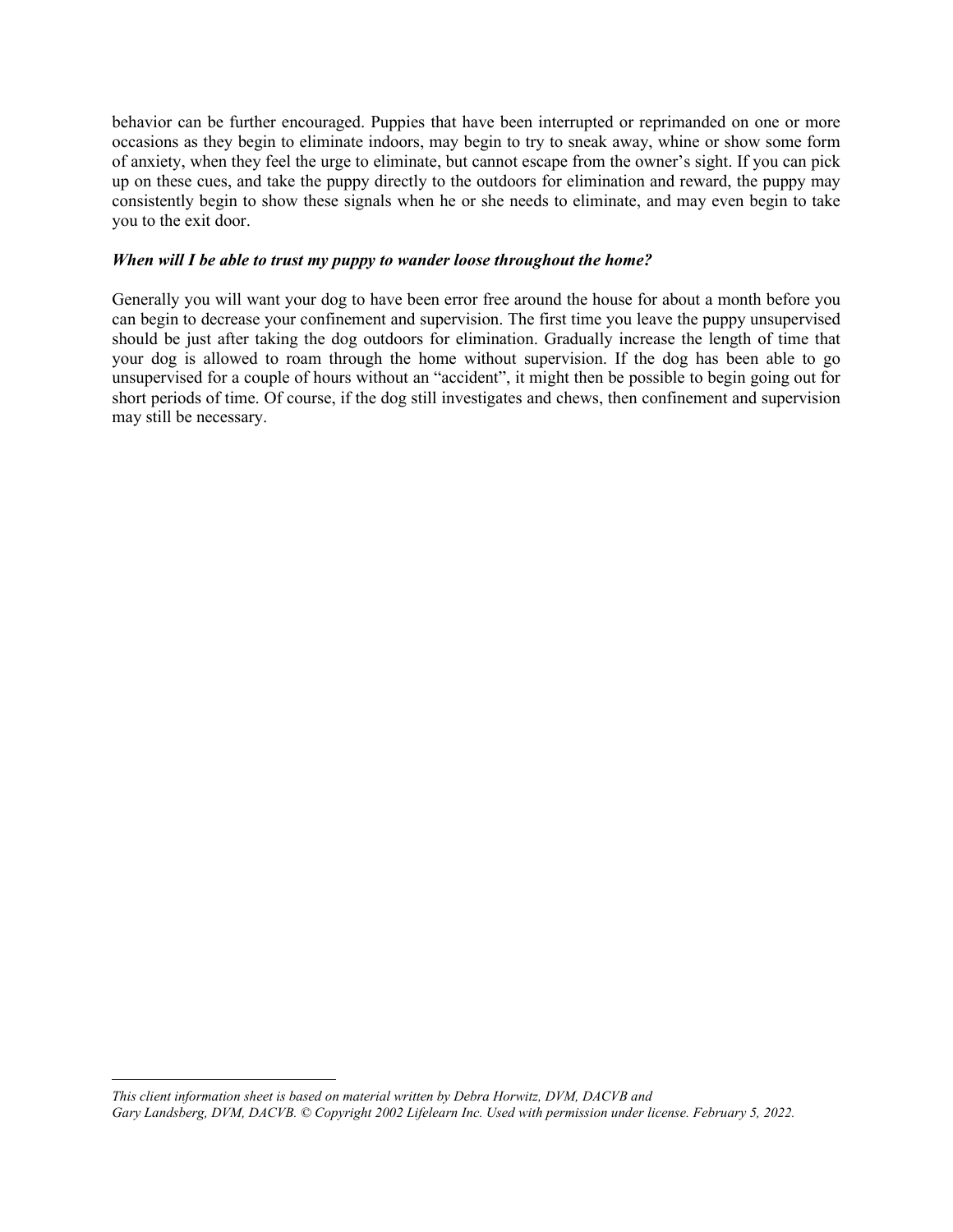behavior can be further encouraged. Puppies that have been interrupted or reprimanded on one or more occasions as they begin to eliminate indoors, may begin to try to sneak away, whine or show some form of anxiety, when they feel the urge to eliminate, but cannot escape from the owner's sight. If you can pick up on these cues, and take the puppy directly to the outdoors for elimination and reward, the puppy may consistently begin to show these signals when he or she needs to eliminate, and may even begin to take you to the exit door.

***When will I be able to trust my puppy to wander loose throughout the home?***

Generally you will want your dog to have been error free around the house for about a month before you can begin to decrease your confinement and supervision. The first time you leave the puppy unsupervised should be just after taking the dog outdoors for elimination. Gradually increase the length of time that your dog is allowed to roam through the home without supervision. If the dog has been able to go unsupervised for a couple of hours without an "accident", it might then be possible to begin going out for short periods of time. Of course, if the dog still investigates and chews, then confinement and supervision may still be necessary.

---

*This client information sheet is based on material written by Debra Horwitz, DVM, DACVB and Gary Landsberg, DVM, DACVB. © Copyright 2002 Lifelearn Inc. Used with permission under license. February 5, 2022.*